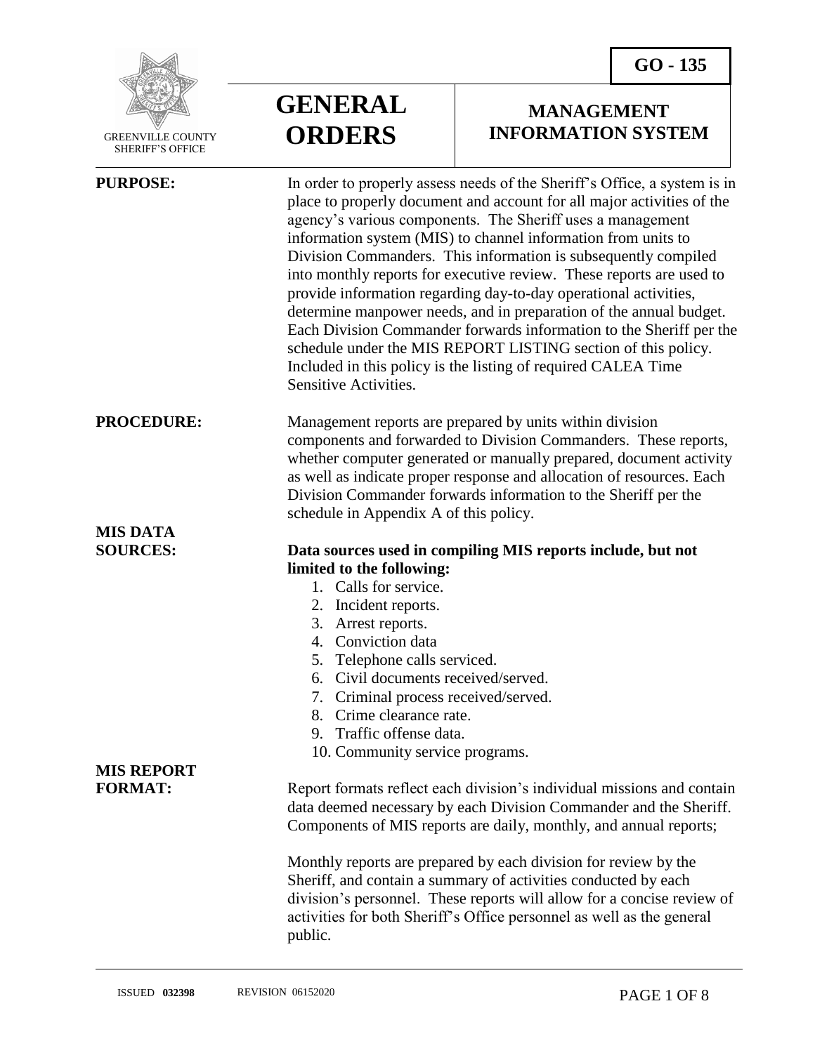GREENVILLE COUNTY SHERIFF'S OFFICE

# GENERAL ORDERS

## GO - 135

## MANAGEMENT INFORMATION SYSTEM

**PURPOSE:**

In order to properly assess needs of the Sheriff's Office, a system is in place to properly document and account for all major activities of the agency's various components. The Sheriff uses a management information system (MIS) to channel information from units to Division Commanders. This information is subsequently compiled into monthly reports for executive review. These reports are used to provide information regarding day-to-day operational activities, determine manpower needs, and in preparation of the annual budget. Each Division Commander forwards information to the Sheriff per the schedule under the MIS REPORT LISTING section of this policy. Included in this policy is the listing of required CALEA Time Sensitive Activities.

**PROCEDURE:**

Management reports are prepared by units within division components and forwarded to Division Commanders. These reports, whether computer generated or manually prepared, document activity as well as indicate proper response and allocation of resources. Each Division Commander forwards information to the Sheriff per the schedule in Appendix A of this policy.

**MIS DATA SOURCES:**

**Data sources used in compiling MIS reports include, but not limited to the following:**

1. Calls for service.
2. Incident reports.
3. Arrest reports.
4. Conviction data
5. Telephone calls serviced.
6. Civil documents received/served.
7. Criminal process received/served.
8. Crime clearance rate.
9. Traffic offense data.
10. Community service programs.

**MIS REPORT FORMAT:**

Report formats reflect each division's individual missions and contain data deemed necessary by each Division Commander and the Sheriff. Components of MIS reports are daily, monthly, and annual reports;

Monthly reports are prepared by each division for review by the Sheriff, and contain a summary of activities conducted by each division's personnel. These reports will allow for a concise review of activities for both Sheriff's Office personnel as well as the general public.

ISSUED **032398** REVISION 06152020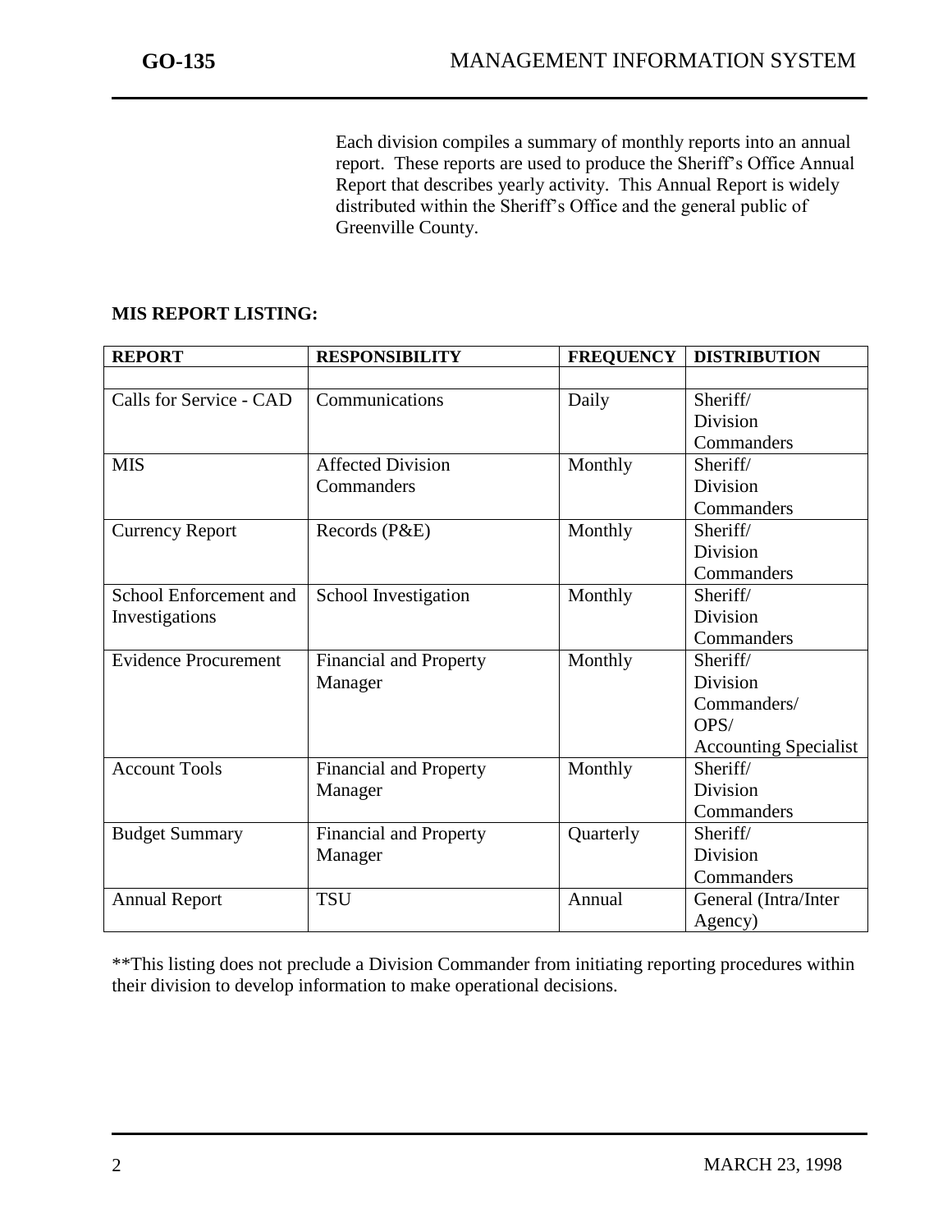Each division compiles a summary of monthly reports into an annual report. These reports are used to produce the Sheriff's Office Annual Report that describes yearly activity. This Annual Report is widely distributed within the Sheriff's Office and the general public of Greenville County.

**MIS REPORT LISTING:**

| REPORT | RESPONSIBILITY | FREQUENCY | DISTRIBUTION |
|---|---|---|---|
| | | | |
| Calls for Service - CAD | Communications | Daily | Sheriff/ Division Commanders |
| MIS | Affected Division Commanders | Monthly | Sheriff/ Division Commanders |
| Currency Report | Records (P&E) | Monthly | Sheriff/ Division Commanders |
| School Enforcement and Investigations | School Investigation | Monthly | Sheriff/ Division Commanders |
| Evidence Procurement | Financial and Property Manager | Monthly | Sheriff/ Division Commanders/ OPS/ Accounting Specialist |
| Account Tools | Financial and Property Manager | Monthly | Sheriff/ Division Commanders |
| Budget Summary | Financial and Property Manager | Quarterly | Sheriff/ Division Commanders |
| Annual Report | TSU | Annual | General (Intra/Inter Agency) |

**This listing does not preclude a Division Commander from initiating reporting procedures within their division to develop information to make operational decisions.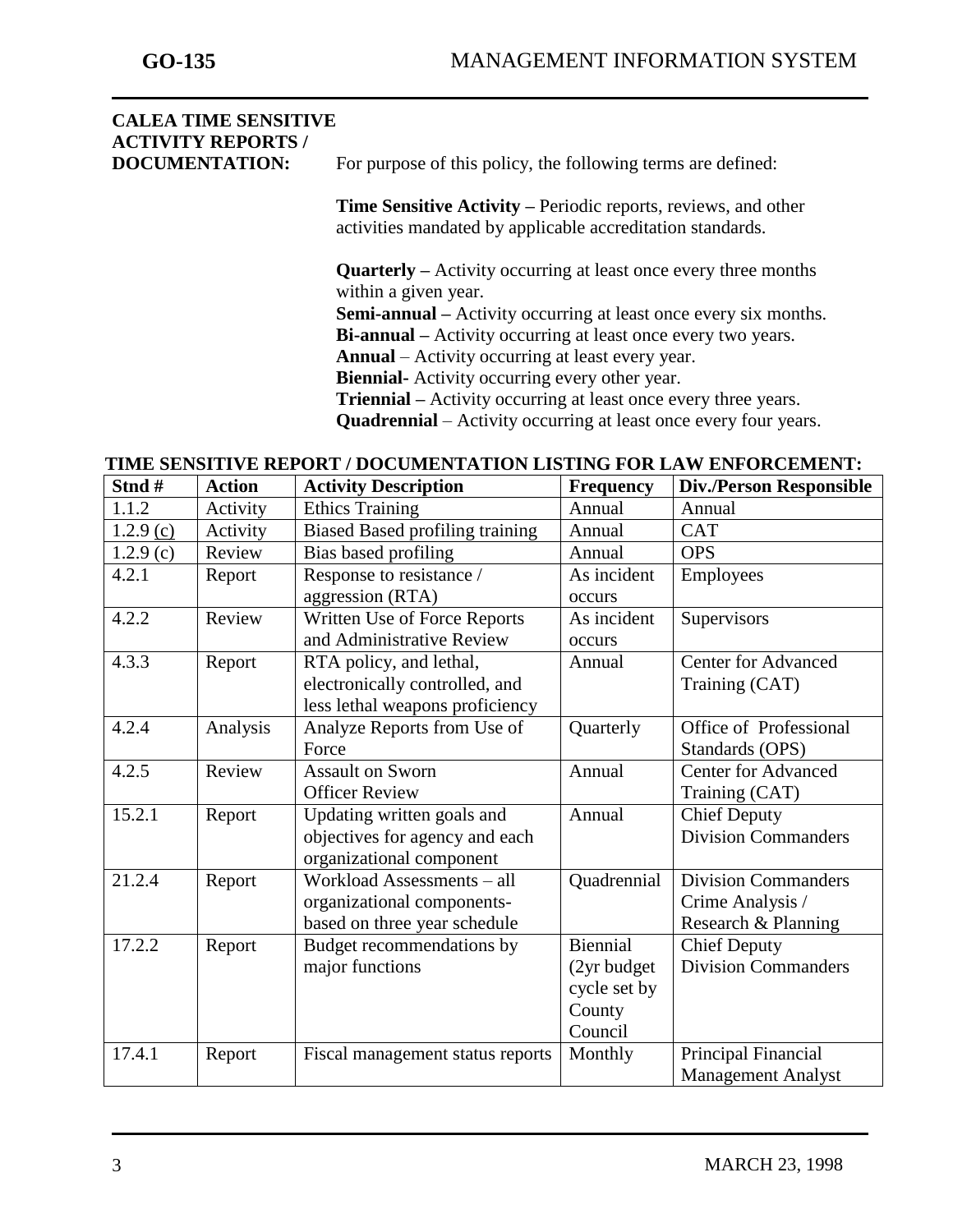**CALEA TIME SENSITIVE ACTIVITY REPORTS / DOCUMENTATION:**

For purpose of this policy, the following terms are defined:

**Time Sensitive Activity –** Periodic reports, reviews, and other activities mandated by applicable accreditation standards.

**Quarterly –** Activity occurring at least once every three months within a given year.
**Semi-annual –** Activity occurring at least once every six months.
**Bi-annual –** Activity occurring at least once every two years.
**Annual** – Activity occurring at least every year.
**Biennial**- Activity occurring every other year.
**Triennial –** Activity occurring at least once every three years.
**Quadrennial** – Activity occurring at least once every four years.

**TIME SENSITIVE REPORT / DOCUMENTATION LISTING FOR LAW ENFORCEMENT:**

| Stnd # | Action | Activity Description | Frequency | Div./Person Responsible |
|---|---|---|---|---|
| 1.1.2 | Activity | Ethics Training | Annual | Annual |
| 1.2.9 (c) | Activity | Biased Based profiling training | Annual | CAT |
| 1.2.9 (c) | Review | Bias based profiling | Annual | OPS |
| 4.2.1 | Report | Response to resistance / aggression (RTA) | As incident occurs | Employees |
| 4.2.2 | Review | Written Use of Force Reports and Administrative Review | As incident occurs | Supervisors |
| 4.3.3 | Report | RTA policy, and lethal, electronically controlled, and less lethal weapons proficiency | Annual | Center for Advanced Training (CAT) |
| 4.2.4 | Analysis | Analyze Reports from Use of Force | Quarterly | Office of Professional Standards (OPS) |
| 4.2.5 | Review | Assault on Sworn Officer Review | Annual | Center for Advanced Training (CAT) |
| 15.2.1 | Report | Updating written goals and objectives for agency and each organizational component | Annual | Chief Deputy Division Commanders |
| 21.2.4 | Report | Workload Assessments – all organizational components- based on three year schedule | Quadrennial | Division Commanders Crime Analysis / Research & Planning |
| 17.2.2 | Report | Budget recommendations by major functions | Biennial (2yr budget cycle set by County Council | Chief Deputy Division Commanders |
| 17.4.1 | Report | Fiscal management status reports | Monthly | Principal Financial Management Analyst |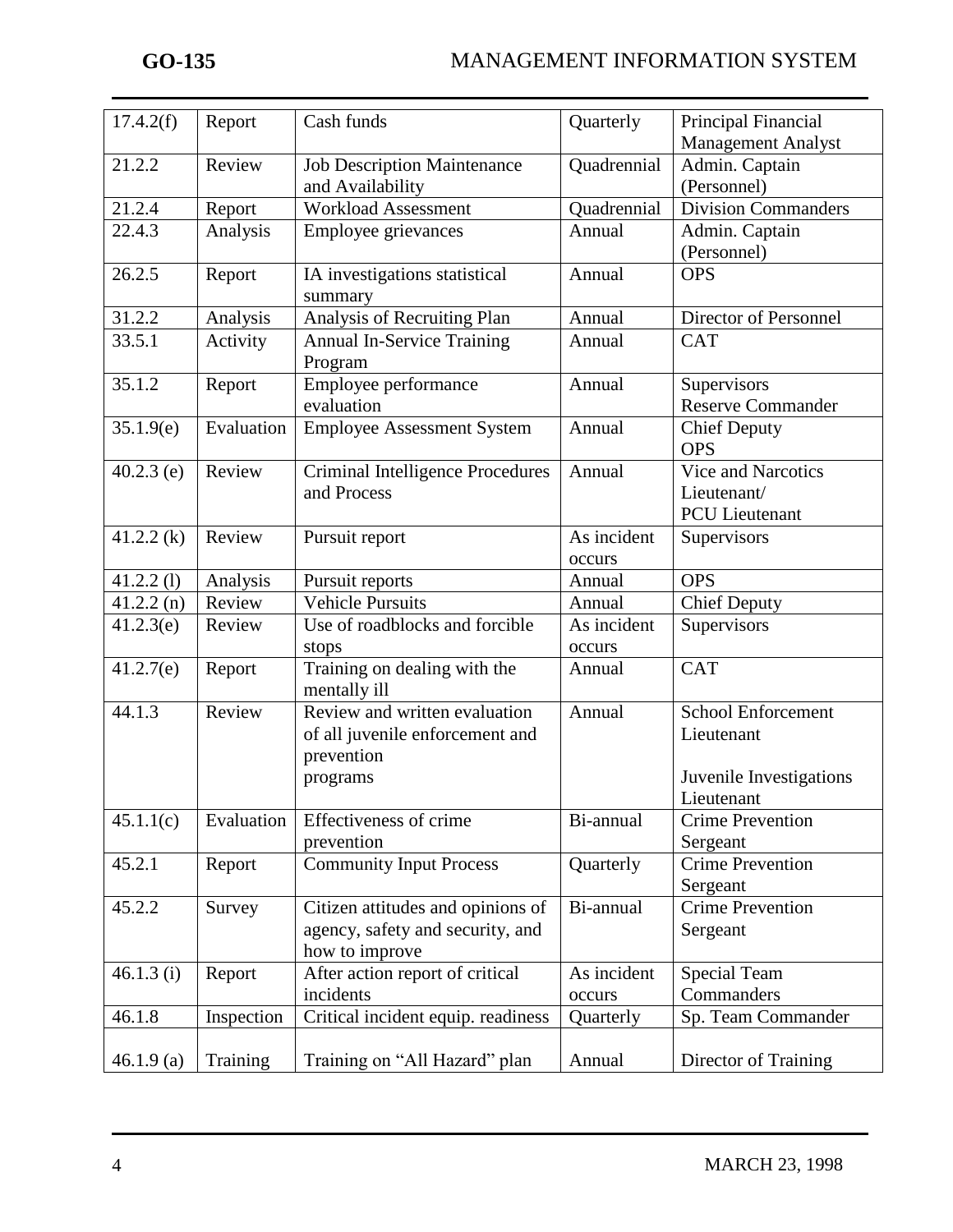| | | | | |
|---|---|---|---|---|
| 17.4.2(f) | Report | Cash funds | Quarterly | Principal Financial Management Analyst |
| 21.2.2 | Review | Job Description Maintenance and Availability | Quadrennial | Admin. Captain (Personnel) |
| 21.2.4 | Report | Workload Assessment | Quadrennial | Division Commanders |
| 22.4.3 | Analysis | Employee grievances | Annual | Admin. Captain (Personnel) |
| 26.2.5 | Report | IA investigations statistical summary | Annual | OPS |
| 31.2.2 | Analysis | Analysis of Recruiting Plan | Annual | Director of Personnel |
| 33.5.1 | Activity | Annual In-Service Training Program | Annual | CAT |
| 35.1.2 | Report | Employee performance evaluation | Annual | Supervisors Reserve Commander |
| 35.1.9(e) | Evaluation | Employee Assessment System | Annual | Chief Deputy OPS |
| 40.2.3 (e) | Review | Criminal Intelligence Procedures and Process | Annual | Vice and Narcotics Lieutenant/ PCU Lieutenant |
| 41.2.2 (k) | Review | Pursuit report | As incident occurs | Supervisors |
| 41.2.2 (l) | Analysis | Pursuit reports | Annual | OPS |
| 41.2.2 (n) | Review | Vehicle Pursuits | Annual | Chief Deputy |
| 41.2.3(e) | Review | Use of roadblocks and forcible stops | As incident occurs | Supervisors |
| 41.2.7(e) | Report | Training on dealing with the mentally ill | Annual | CAT |
| 44.1.3 | Review | Review and written evaluation of all juvenile enforcement and prevention programs | Annual | School Enforcement Lieutenant<br><br>Juvenile Investigations Lieutenant |
| 45.1.1(c) | Evaluation | Effectiveness of crime prevention | Bi-annual | Crime Prevention Sergeant |
| 45.2.1 | Report | Community Input Process | Quarterly | Crime Prevention Sergeant |
| 45.2.2 | Survey | Citizen attitudes and opinions of agency, safety and security, and how to improve | Bi-annual | Crime Prevention Sergeant |
| 46.1.3 (i) | Report | After action report of critical incidents | As incident occurs | Special Team Commanders |
| 46.1.8 | Inspection | Critical incident equip. readiness | Quarterly | Sp. Team Commander |
| 46.1.9 (a) | Training | Training on "All Hazard" plan | Annual | Director of Training |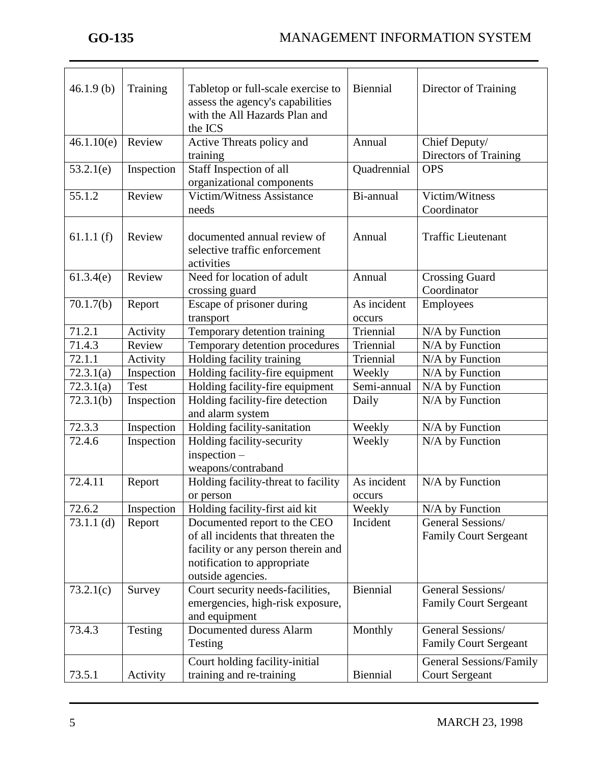| 46.1.9 (b) | Training | Tabletop or full-scale exercise to assess the agency's capabilities with the All Hazards Plan and the ICS | Biennial | Director of Training |
|---|---|---|---|---|
| 46.1.10(e) | Review | Active Threats policy and training | Annual | Chief Deputy/ Directors of Training |
| 53.2.1(e) | Inspection | Staff Inspection of all organizational components | Quadrennial | OPS |
| 55.1.2 | Review | Victim/Witness Assistance needs | Bi-annual | Victim/Witness Coordinator |
| 61.1.1 (f) | Review | documented annual review of selective traffic enforcement activities | Annual | Traffic Lieutenant |
| 61.3.4(e) | Review | Need for location of adult crossing guard | Annual | Crossing Guard Coordinator |
| 70.1.7(b) | Report | Escape of prisoner during transport | As incident occurs | Employees |
| 71.2.1 | Activity | Temporary detention training | Triennial | N/A by Function |
| 71.4.3 | Review | Temporary detention procedures | Triennial | N/A by Function |
| 72.1.1 | Activity | Holding facility training | Triennial | N/A by Function |
| 72.3.1(a) | Inspection | Holding facility-fire equipment | Weekly | N/A by Function |
| 72.3.1(a) | Test | Holding facility-fire equipment | Semi-annual | N/A by Function |
| 72.3.1(b) | Inspection | Holding facility-fire detection and alarm system | Daily | N/A by Function |
| 72.3.3 | Inspection | Holding facility-sanitation | Weekly | N/A by Function |
| 72.4.6 | Inspection | Holding facility-security inspection – weapons/contraband | Weekly | N/A by Function |
| 72.4.11 | Report | Holding facility-threat to facility or person | As incident occurs | N/A by Function |
| 72.6.2 | Inspection | Holding facility-first aid kit | Weekly | N/A by Function |
| 73.1.1 (d) | Report | Documented report to the CEO of all incidents that threaten the facility or any person therein and notification to appropriate outside agencies. | Incident | General Sessions/ Family Court Sergeant |
| 73.2.1(c) | Survey | Court security needs-facilities, emergencies, high-risk exposure, and equipment | Biennial | General Sessions/ Family Court Sergeant |
| 73.4.3 | Testing | Documented duress Alarm Testing | Monthly | General Sessions/ Family Court Sergeant |
| 73.5.1 | Activity | Court holding facility-initial training and re-training | Biennial | General Sessions/Family Court Sergeant |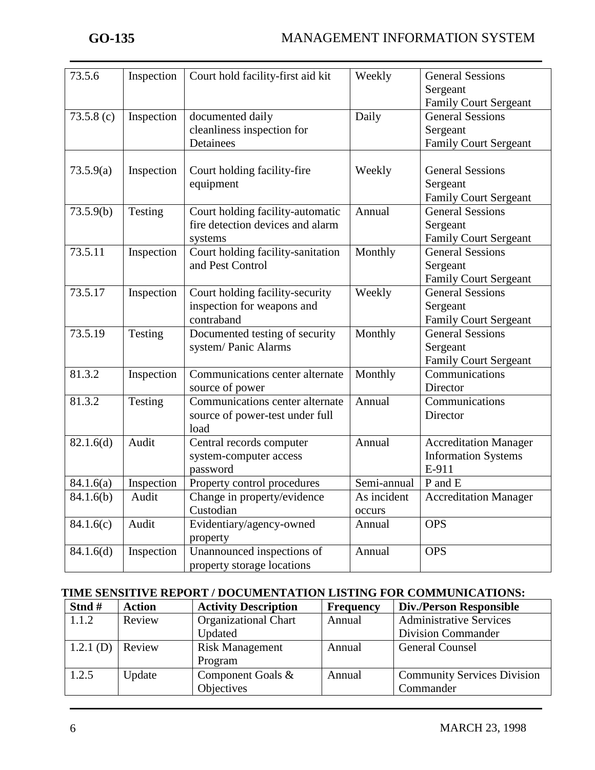| | | | | |
|---|---|---|---|---|
| 73.5.6 | Inspection | Court hold facility-first aid kit | Weekly | General Sessions Sergeant Family Court Sergeant |
| 73.5.8 (c) | Inspection | documented daily cleanliness inspection for Detainees | Daily | General Sessions Sergeant Family Court Sergeant |
| 73.5.9(a) | Inspection | Court holding facility-fire equipment | Weekly | General Sessions Sergeant Family Court Sergeant |
| 73.5.9(b) | Testing | Court holding facility-automatic fire detection devices and alarm systems | Annual | General Sessions Sergeant Family Court Sergeant |
| 73.5.11 | Inspection | Court holding facility-sanitation and Pest Control | Monthly | General Sessions Sergeant Family Court Sergeant |
| 73.5.17 | Inspection | Court holding facility-security inspection for weapons and contraband | Weekly | General Sessions Sergeant Family Court Sergeant |
| 73.5.19 | Testing | Documented testing of security system/ Panic Alarms | Monthly | General Sessions Sergeant Family Court Sergeant |
| 81.3.2 | Inspection | Communications center alternate source of power | Monthly | Communications Director |
| 81.3.2 | Testing | Communications center alternate source of power-test under full load | Annual | Communications Director |
| 82.1.6(d) | Audit | Central records computer system-computer access password | Annual | Accreditation Manager Information Systems E-911 |
| 84.1.6(a) | Inspection | Property control procedures | Semi-annual | P and E |
| 84.1.6(b) | Audit | Change in property/evidence Custodian | As incident occurs | Accreditation Manager |
| 84.1.6(c) | Audit | Evidentiary/agency-owned property | Annual | OPS |
| 84.1.6(d) | Inspection | Unannounced inspections of property storage locations | Annual | OPS |

**TIME SENSITIVE REPORT / DOCUMENTATION LISTING FOR COMMUNICATIONS:**

| Stnd # | Action | Activity Description | Frequency | Div./Person Responsible |
|---|---|---|---|---|
| 1.1.2 | Review | Organizational Chart Updated | Annual | Administrative Services Division Commander |
| 1.2.1 (D) | Review | Risk Management Program | Annual | General Counsel |
| 1.2.5 | Update | Component Goals & Objectives | Annual | Community Services Division Commander |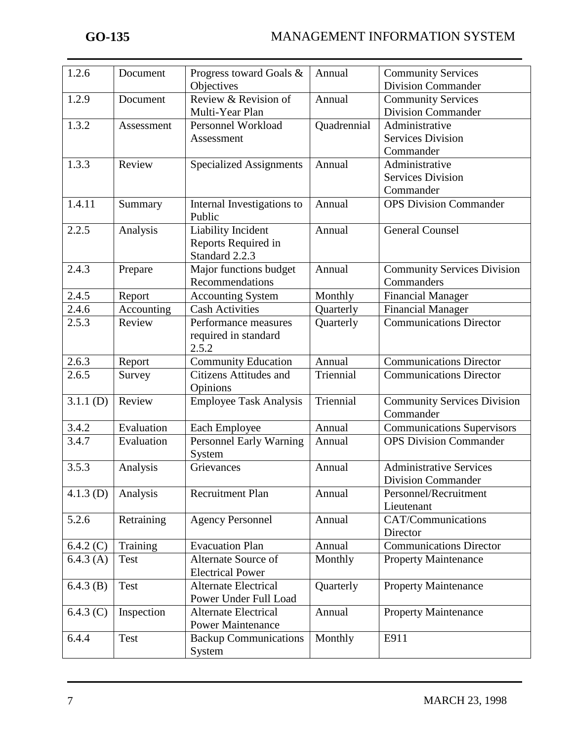| 1.2.6 | Document | Progress toward Goals & Objectives | Annual | Community Services Division Commander |
|---|---|---|---|---|
| 1.2.9 | Document | Review & Revision of Multi-Year Plan | Annual | Community Services Division Commander |
| 1.3.2 | Assessment | Personnel Workload Assessment | Quadrennial | Administrative Services Division Commander |
| 1.3.3 | Review | Specialized Assignments | Annual | Administrative Services Division Commander |
| 1.4.11 | Summary | Internal Investigations to Public | Annual | OPS Division Commander |
| 2.2.5 | Analysis | Liability Incident Reports Required in Standard 2.2.3 | Annual | General Counsel |
| 2.4.3 | Prepare | Major functions budget Recommendations | Annual | Community Services Division Commanders |
| 2.4.5 | Report | Accounting System | Monthly | Financial Manager |
| 2.4.6 | Accounting | Cash Activities | Quarterly | Financial Manager |
| 2.5.3 | Review | Performance measures required in standard 2.5.2 | Quarterly | Communications Director |
| 2.6.3 | Report | Community Education | Annual | Communications Director |
| 2.6.5 | Survey | Citizens Attitudes and Opinions | Triennial | Communications Director |
| 3.1.1 (D) | Review | Employee Task Analysis | Triennial | Community Services Division Commander |
| 3.4.2 | Evaluation | Each Employee | Annual | Communications Supervisors |
| 3.4.7 | Evaluation | Personnel Early Warning System | Annual | OPS Division Commander |
| 3.5.3 | Analysis | Grievances | Annual | Administrative Services Division Commander |
| 4.1.3 (D) | Analysis | Recruitment Plan | Annual | Personnel/Recruitment Lieutenant |
| 5.2.6 | Retraining | Agency Personnel | Annual | CAT/Communications Director |
| 6.4.2 (C) | Training | Evacuation Plan | Annual | Communications Director |
| 6.4.3 (A) | Test | Alternate Source of Electrical Power | Monthly | Property Maintenance |
| 6.4.3 (B) | Test | Alternate Electrical Power Under Full Load | Quarterly | Property Maintenance |
| 6.4.3 (C) | Inspection | Alternate Electrical Power Maintenance | Annual | Property Maintenance |
| 6.4.4 | Test | Backup Communications System | Monthly | E911 |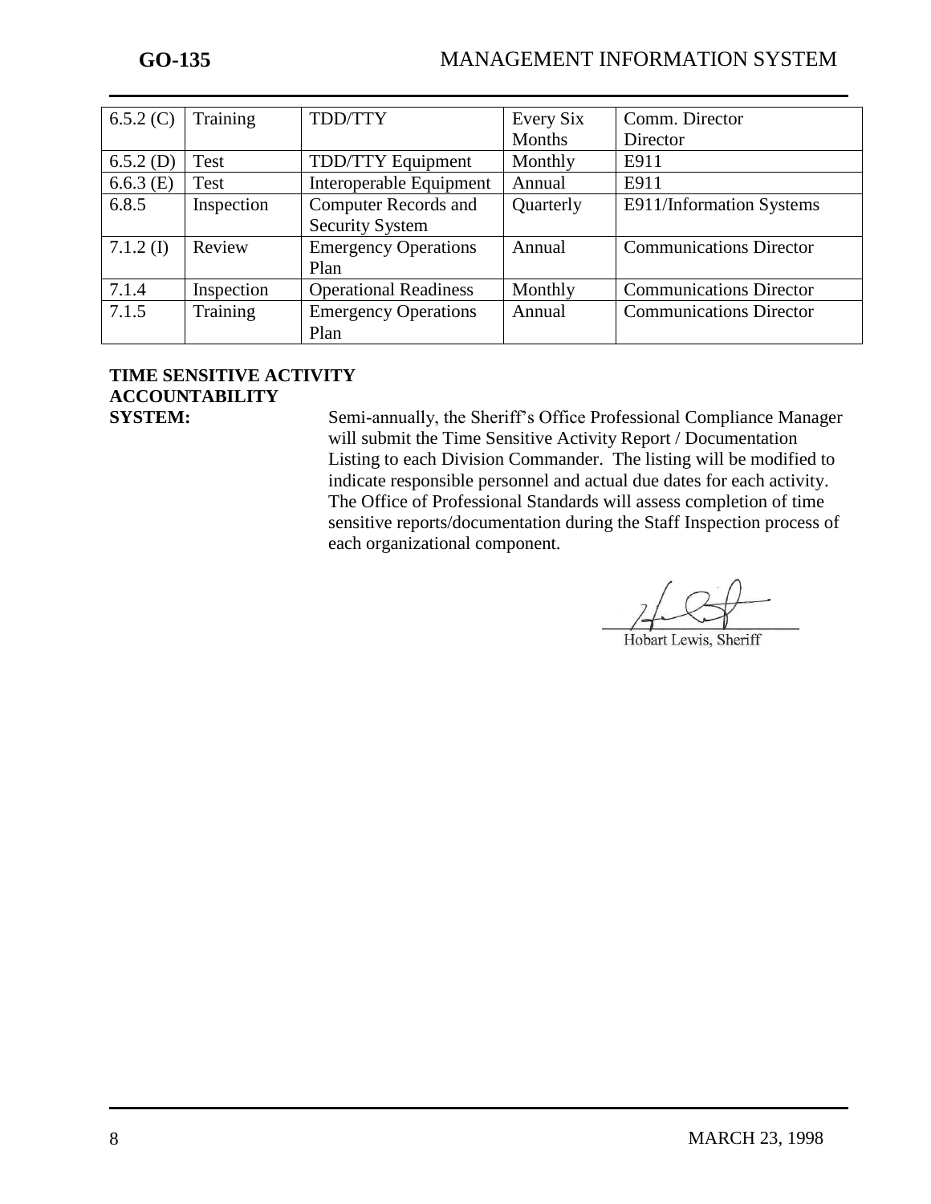| | | | | |
|---|---|---|---|---|
| 6.5.2 (C) | Training | TDD/TTY | Every Six Months | Comm. Director Director |
| 6.5.2 (D) | Test | TDD/TTY Equipment | Monthly | E911 |
| 6.6.3 (E) | Test | Interoperable Equipment | Annual | E911 |
| 6.8.5 | Inspection | Computer Records and Security System | Quarterly | E911/Information Systems |
| 7.1.2 (I) | Review | Emergency Operations Plan | Annual | Communications Director |
| 7.1.4 | Inspection | Operational Readiness | Monthly | Communications Director |
| 7.1.5 | Training | Emergency Operations Plan | Annual | Communications Director |

**TIME SENSITIVE ACTIVITY ACCOUNTABILITY SYSTEM:** Semi-annually, the Sheriff's Office Professional Compliance Manager will submit the Time Sensitive Activity Report / Documentation Listing to each Division Commander. The listing will be modified to indicate responsible personnel and actual due dates for each activity. The Office of Professional Standards will assess completion of time sensitive reports/documentation during the Staff Inspection process of each organizational component.

Hobart Lewis, Sheriff